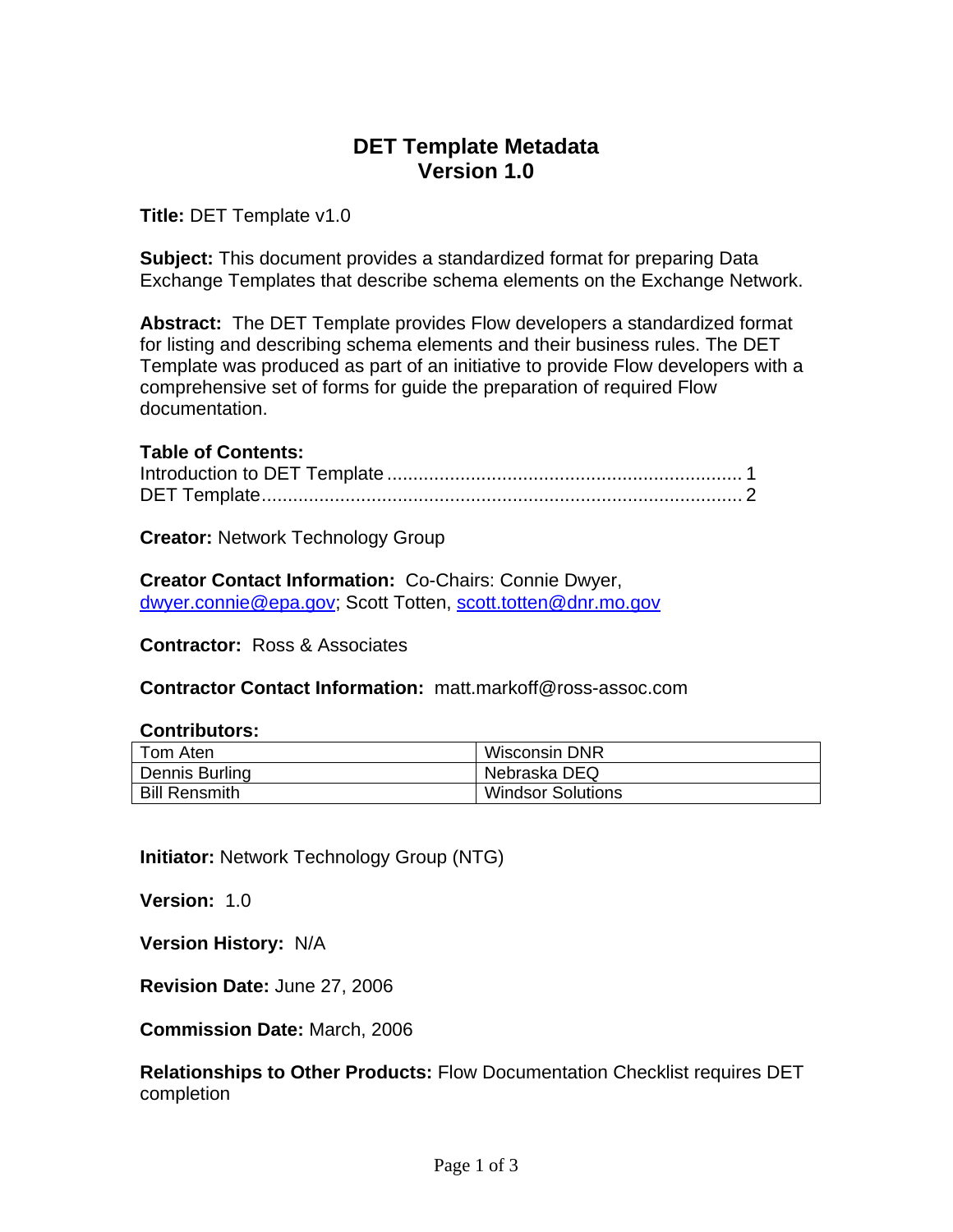# DET Template Metadata
# Version 1.0

**Title:** DET Template v1.0

**Subject:** This document provides a standardized format for preparing Data Exchange Templates that describe schema elements on the Exchange Network.

**Abstract:** The DET Template provides Flow developers a standardized format for listing and describing schema elements and their business rules. The DET Template was produced as part of an initiative to provide Flow developers with a comprehensive set of forms for guide the preparation of required Flow documentation.

**Table of Contents:**

Introduction to DET Template .................................................................... 1
DET Template............................................................................................ 2

**Creator:** Network Technology Group

**Creator Contact Information:** Co-Chairs: Connie Dwyer, dwyer.connie@epa.gov; Scott Totten, scott.totten@dnr.mo.gov

**Contractor:** Ross & Associates

**Contractor Contact Information:** matt.markoff@ross-assoc.com

**Contributors:**

| | |
|---|---|
| Tom Aten | Wisconsin DNR |
| Dennis Burling | Nebraska DEQ |
| Bill Rensmith | Windsor Solutions |

**Initiator:** Network Technology Group (NTG)

**Version:** 1.0

**Version History:** N/A

**Revision Date:** June 27, 2006

**Commission Date:** March, 2006

**Relationships to Other Products:** Flow Documentation Checklist requires DET completion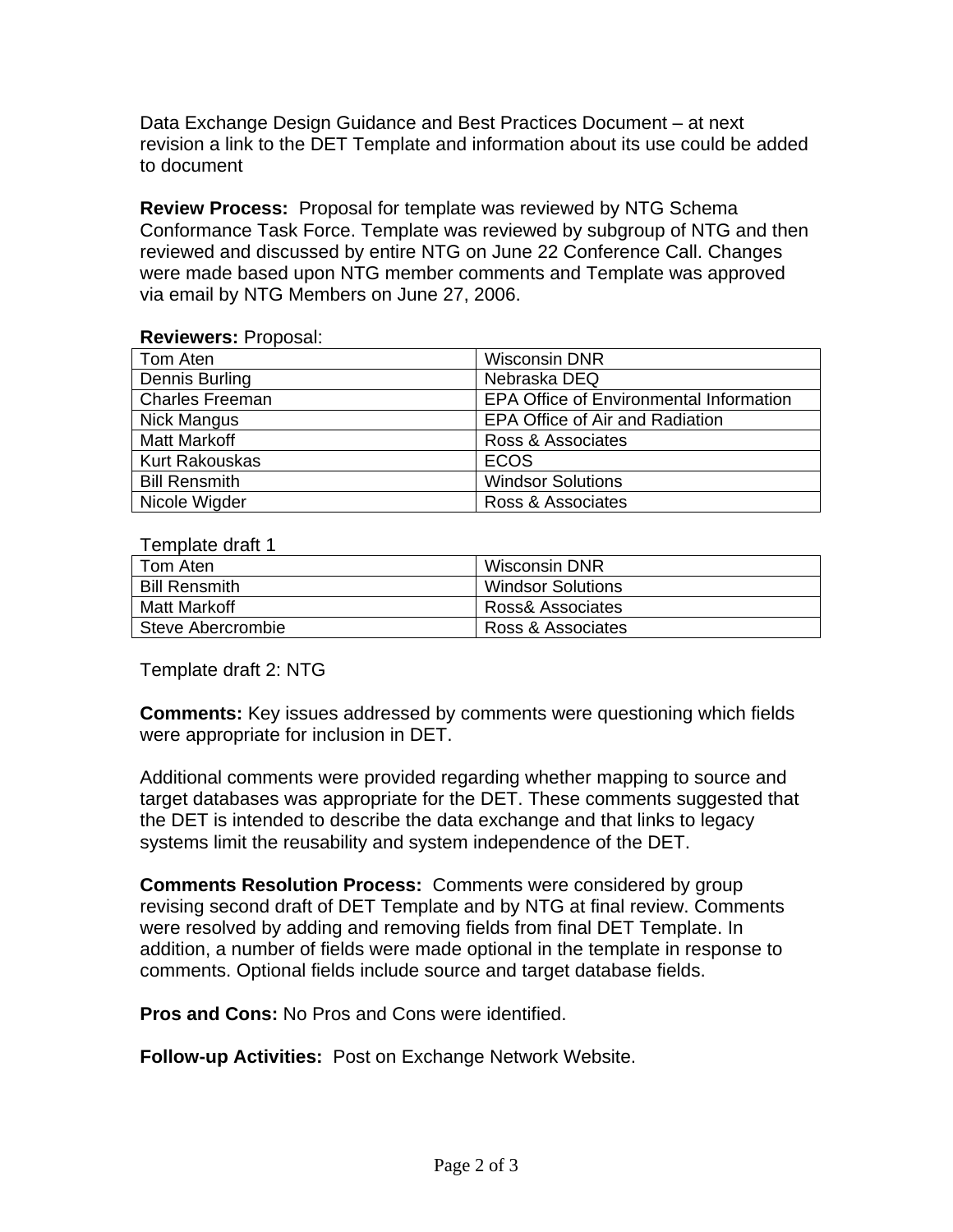Data Exchange Design Guidance and Best Practices Document – at next revision a link to the DET Template and information about its use could be added to document

**Review Process:** Proposal for template was reviewed by NTG Schema Conformance Task Force. Template was reviewed by subgroup of NTG and then reviewed and discussed by entire NTG on June 22 Conference Call. Changes were made based upon NTG member comments and Template was approved via email by NTG Members on June 27, 2006.

**Reviewers:** Proposal:

| | |
|---|---|
| Tom Aten | Wisconsin DNR |
| Dennis Burling | Nebraska DEQ |
| Charles Freeman | EPA Office of Environmental Information |
| Nick Mangus | EPA Office of Air and Radiation |
| Matt Markoff | Ross & Associates |
| Kurt Rakouskas | ECOS |
| Bill Rensmith | Windsor Solutions |
| Nicole Wigder | Ross & Associates |

Template draft 1

| | |
|---|---|
| Tom Aten | Wisconsin DNR |
| Bill Rensmith | Windsor Solutions |
| Matt Markoff | Ross& Associates |
| Steve Abercrombie | Ross & Associates |

Template draft 2: NTG

**Comments:** Key issues addressed by comments were questioning which fields were appropriate for inclusion in DET.

Additional comments were provided regarding whether mapping to source and target databases was appropriate for the DET. These comments suggested that the DET is intended to describe the data exchange and that links to legacy systems limit the reusability and system independence of the DET.

**Comments Resolution Process:** Comments were considered by group revising second draft of DET Template and by NTG at final review. Comments were resolved by adding and removing fields from final DET Template. In addition, a number of fields were made optional in the template in response to comments. Optional fields include source and target database fields.

**Pros and Cons:** No Pros and Cons were identified.

**Follow-up Activities:** Post on Exchange Network Website.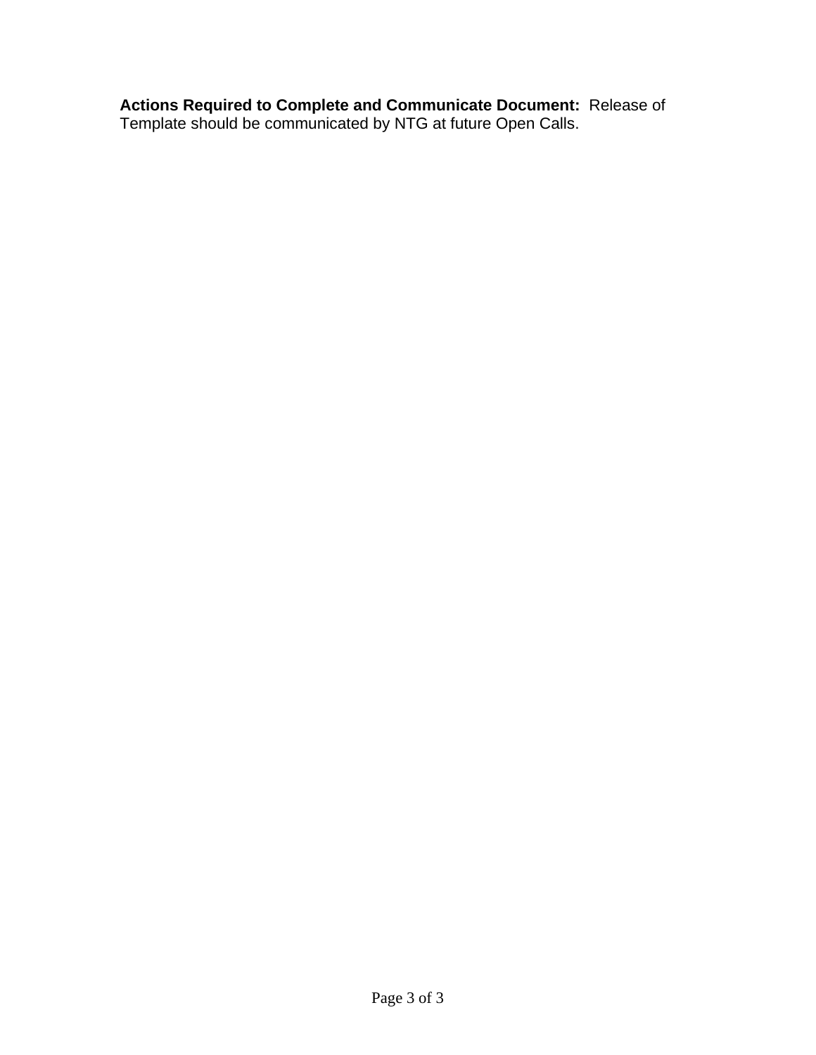**Actions Required to Complete and Communicate Document:** Release of Template should be communicated by NTG at future Open Calls.